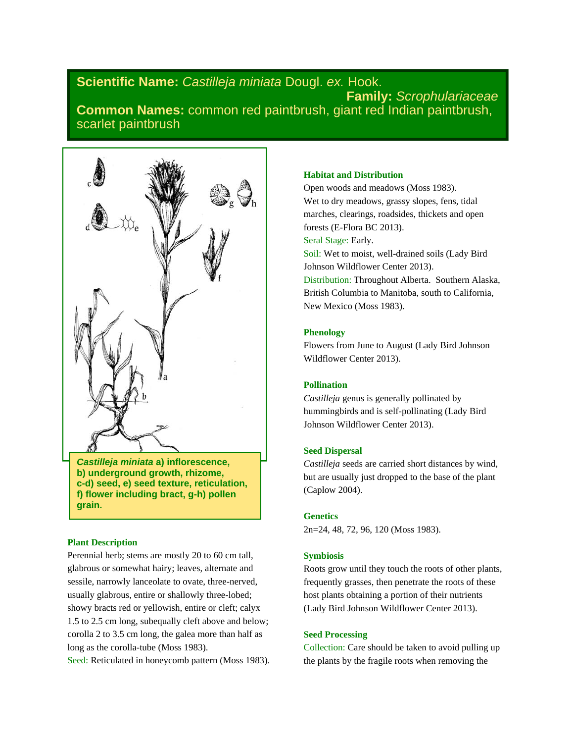**Scientific Name:** *Castilleja miniata* Dougl. *ex.* Hook.

**Family:** *Scrophulariaceae*

**Common Names:** common red paintbrush, giant red Indian paintbrush, scarlet paintbrush

***Castilleja miniata*** **a) inflorescence, b) underground growth, rhizome, c-d) seed, e) seed texture, reticulation, f) flower including bract, g-h) pollen grain.**

### Plant Description

Perennial herb; stems are mostly 20 to 60 cm tall, glabrous or somewhat hairy; leaves, alternate and sessile, narrowly lanceolate to ovate, three-nerved, usually glabrous, entire or shallowly three-lobed; showy bracts red or yellowish, entire or cleft; calyx 1.5 to 2.5 cm long, subequally cleft above and below; corolla 2 to 3.5 cm long, the galea more than half as long as the corolla-tube (Moss 1983).

Seed: Reticulated in honeycomb pattern (Moss 1983).

### Habitat and Distribution

Open woods and meadows (Moss 1983).

Wet to dry meadows, grassy slopes, fens, tidal marches, clearings, roadsides, thickets and open forests (E-Flora BC 2013).

Seral Stage: Early.

Soil: Wet to moist, well-drained soils (Lady Bird Johnson Wildflower Center 2013).

Distribution: Throughout Alberta. Southern Alaska, British Columbia to Manitoba, south to California, New Mexico (Moss 1983).

### Phenology

Flowers from June to August (Lady Bird Johnson Wildflower Center 2013).

### Pollination

*Castilleja* genus is generally pollinated by hummingbirds and is self-pollinating (Lady Bird Johnson Wildflower Center 2013).

### Seed Dispersal

*Castilleja* seeds are carried short distances by wind, but are usually just dropped to the base of the plant (Caplow 2004).

### Genetics

2n=24, 48, 72, 96, 120 (Moss 1983).

### Symbiosis

Roots grow until they touch the roots of other plants, frequently grasses, then penetrate the roots of these host plants obtaining a portion of their nutrients (Lady Bird Johnson Wildflower Center 2013).

### Seed Processing

Collection: Care should be taken to avoid pulling up the plants by the fragile roots when removing the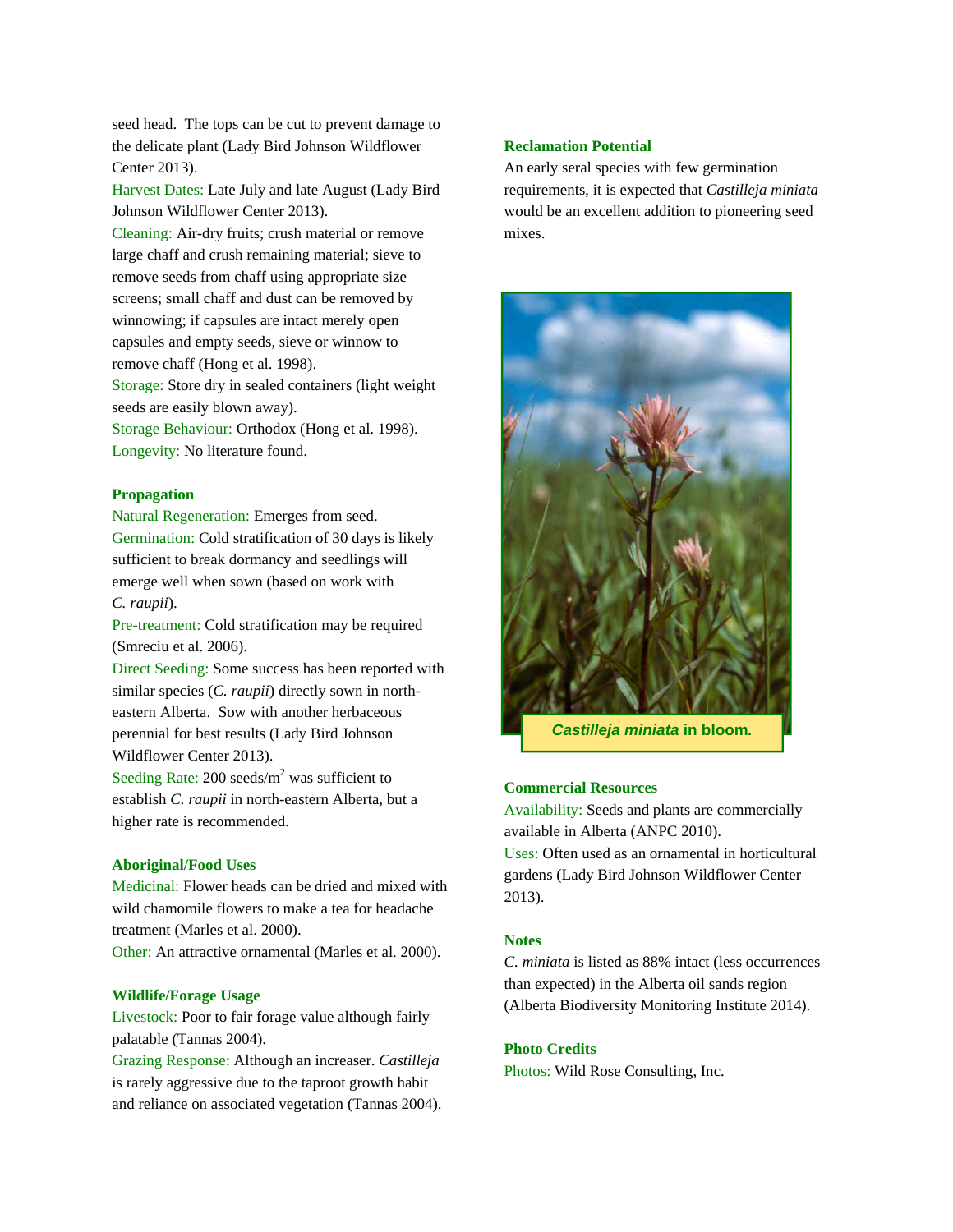seed head. The tops can be cut to prevent damage to the delicate plant (Lady Bird Johnson Wildflower Center 2013).
Harvest Dates: Late July and late August (Lady Bird Johnson Wildflower Center 2013).
Cleaning: Air-dry fruits; crush material or remove large chaff and crush remaining material; sieve to remove seeds from chaff using appropriate size screens; small chaff and dust can be removed by winnowing; if capsules are intact merely open capsules and empty seeds, sieve or winnow to remove chaff (Hong et al. 1998).
Storage: Store dry in sealed containers (light weight seeds are easily blown away).
Storage Behaviour: Orthodox (Hong et al. 1998).
Longevity: No literature found.

### Propagation

Natural Regeneration: Emerges from seed.
Germination: Cold stratification of 30 days is likely sufficient to break dormancy and seedlings will emerge well when sown (based on work with *C. raupii*).
Pre-treatment: Cold stratification may be required (Smreciu et al. 2006).
Direct Seeding: Some success has been reported with similar species (*C. raupii*) directly sown in north-eastern Alberta. Sow with another herbaceous perennial for best results (Lady Bird Johnson Wildflower Center 2013).
Seeding Rate: 200 seeds/$m^2$ was sufficient to establish *C. raupii* in north-eastern Alberta, but a higher rate is recommended.

### Aboriginal/Food Uses

Medicinal: Flower heads can be dried and mixed with wild chamomile flowers to make a tea for headache treatment (Marles et al. 2000).
Other: An attractive ornamental (Marles et al. 2000).

### Wildlife/Forage Usage

Livestock: Poor to fair forage value although fairly palatable (Tannas 2004).
Grazing Response: Although an increaser. *Castilleja* is rarely aggressive due to the taproot growth habit and reliance on associated vegetation (Tannas 2004).

### Reclamation Potential

An early seral species with few germination requirements, it is expected that *Castilleja miniata* would be an excellent addition to pioneering seed mixes.

***Castilleja miniata* in bloom.**

### Commercial Resources

Availability: Seeds and plants are commercially available in Alberta (ANPC 2010).
Uses: Often used as an ornamental in horticultural gardens (Lady Bird Johnson Wildflower Center 2013).

### Notes

*C. miniata* is listed as 88% intact (less occurrences than expected) in the Alberta oil sands region (Alberta Biodiversity Monitoring Institute 2014).

### Photo Credits

Photos: Wild Rose Consulting, Inc.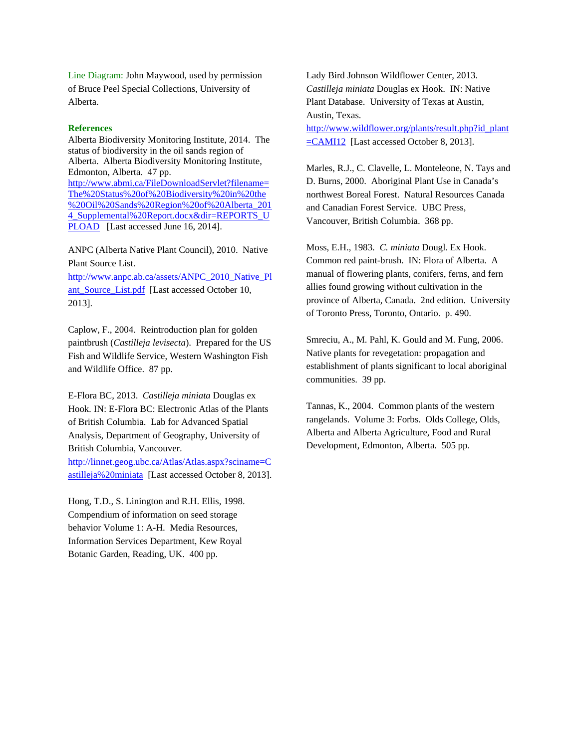Line Diagram: John Maywood, used by permission of Bruce Peel Special Collections, University of Alberta.

**References**

Alberta Biodiversity Monitoring Institute, 2014. The status of biodiversity in the oil sands region of Alberta. Alberta Biodiversity Monitoring Institute, Edmonton, Alberta. 47 pp. http://www.abmi.ca/FileDownloadServlet?filename=The%20Status%20of%20Biodiversity%20in%20the%20Oil%20Sands%20Region%20of%20Alberta_2014_Supplemental%20Report.docx&dir=REPORTS_UPLOAD [Last accessed June 16, 2014].

ANPC (Alberta Native Plant Council), 2010. Native Plant Source List. http://www.anpc.ab.ca/assets/ANPC_2010_Native_Plant_Source_List.pdf [Last accessed October 10, 2013].

Caplow, F., 2004. Reintroduction plan for golden paintbrush (*Castilleja levisecta*). Prepared for the US Fish and Wildlife Service, Western Washington Fish and Wildlife Office. 87 pp.

E-Flora BC, 2013. *Castilleja miniata* Douglas ex Hook. IN: E-Flora BC: Electronic Atlas of the Plants of British Columbia. Lab for Advanced Spatial Analysis, Department of Geography, University of British Columbia, Vancouver. http://linnet.geog.ubc.ca/Atlas/Atlas.aspx?sciname=Castilleja%20miniata [Last accessed October 8, 2013].

Hong, T.D., S. Linington and R.H. Ellis, 1998. Compendium of information on seed storage behavior Volume 1: A-H. Media Resources, Information Services Department, Kew Royal Botanic Garden, Reading, UK. 400 pp.

Lady Bird Johnson Wildflower Center, 2013. *Castilleja miniata* Douglas ex Hook. IN: Native Plant Database. University of Texas at Austin, Austin, Texas. http://www.wildflower.org/plants/result.php?id_plant=CAMI12 [Last accessed October 8, 2013].

Marles, R.J., C. Clavelle, L. Monteleone, N. Tays and D. Burns, 2000. Aboriginal Plant Use in Canada's northwest Boreal Forest. Natural Resources Canada and Canadian Forest Service. UBC Press, Vancouver, British Columbia. 368 pp.

Moss, E.H., 1983. *C. miniata* Dougl. Ex Hook. Common red paint-brush. IN: Flora of Alberta. A manual of flowering plants, conifers, ferns, and fern allies found growing without cultivation in the province of Alberta, Canada. 2nd edition. University of Toronto Press, Toronto, Ontario. p. 490.

Smreciu, A., M. Pahl, K. Gould and M. Fung, 2006. Native plants for revegetation: propagation and establishment of plants significant to local aboriginal communities. 39 pp.

Tannas, K., 2004. Common plants of the western rangelands. Volume 3: Forbs. Olds College, Olds, Alberta and Alberta Agriculture, Food and Rural Development, Edmonton, Alberta. 505 pp.